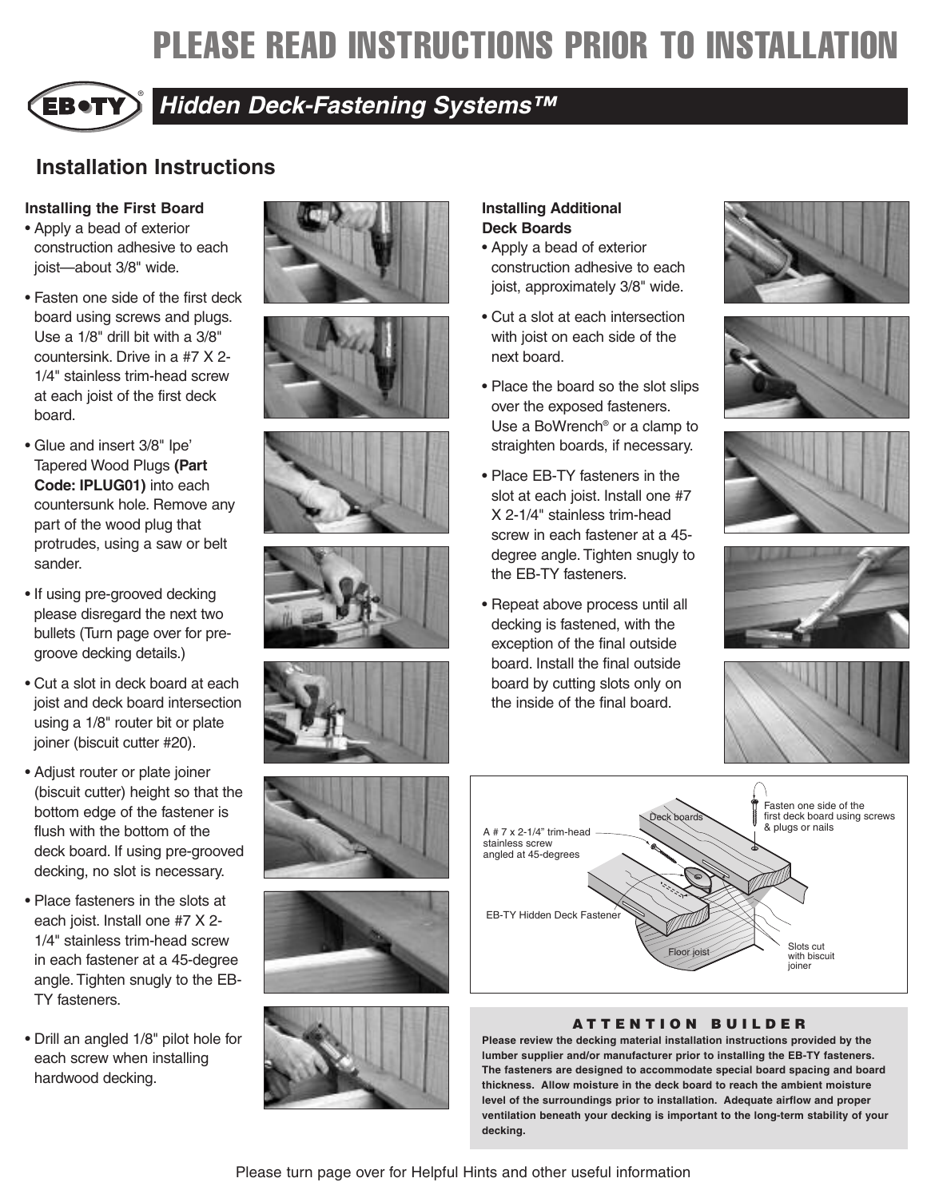# PLEASE READ INSTRUCTIONS PRIOR TO INSTALLATION

## Hidden Deck-Fastening Systems™

## Installation Instructions

### Installing the First Board

- Apply a bead of exterior construction adhesive to each joist—about 3/8" wide.
- Fasten one side of the first deck board using screws and plugs. Use a 1/8" drill bit with a 3/8" countersink. Drive in a #7 X 2-1/4" stainless trim-head screw at each joist of the first deck board.
- Glue and insert 3/8" Ipe' Tapered Wood Plugs **(Part Code: IPLUG01)** into each countersunk hole. Remove any part of the wood plug that protrudes, using a saw or belt sander.
- If using pre-grooved decking please disregard the next two bullets (Turn page over for pre-groove decking details.)
- Cut a slot in deck board at each joist and deck board intersection using a 1/8" router bit or plate joiner (biscuit cutter #20).
- Adjust router or plate joiner (biscuit cutter) height so that the bottom edge of the fastener is flush with the bottom of the deck board. If using pre-grooved decking, no slot is necessary.
- Place fasteners in the slots at each joist. Install one #7 X 2-1/4" stainless trim-head screw in each fastener at a 45-degree angle. Tighten snugly to the EB-TY fasteners.
- Drill an angled 1/8" pilot hole for each screw when installing hardwood decking.

### Installing Additional Deck Boards

- Apply a bead of exterior construction adhesive to each joist, approximately 3/8" wide.
- Cut a slot at each intersection with joist on each side of the next board.
- Place the board so the slot slips over the exposed fasteners. Use a BoWrench® or a clamp to straighten boards, if necessary.
- Place EB-TY fasteners in the slot at each joist. Install one #7 X 2-1/4" stainless trim-head screw in each fastener at a 45-degree angle. Tighten snugly to the EB-TY fasteners.
- Repeat above process until all decking is fastened, with the exception of the final outside board. Install the final outside board by cutting slots only on the inside of the final board.

Deck boards

Fasten one side of the first deck board using screws & plugs or nails

A # 7 x 2-1/4" trim-head stainless screw angled at 45-degrees

EB-TY Hidden Deck Fastener

Floor joist

Slots cut with biscuit joiner

### ATTENTION BUILDER

**Please review the decking material installation instructions provided by the lumber supplier and/or manufacturer prior to installing the EB-TY fasteners. The fasteners are designed to accommodate special board spacing and board thickness. Allow moisture in the deck board to reach the ambient moisture level of the surroundings prior to installation. Adequate airflow and proper ventilation beneath your decking is important to the long-term stability of your decking.**

Please turn page over for Helpful Hints and other useful information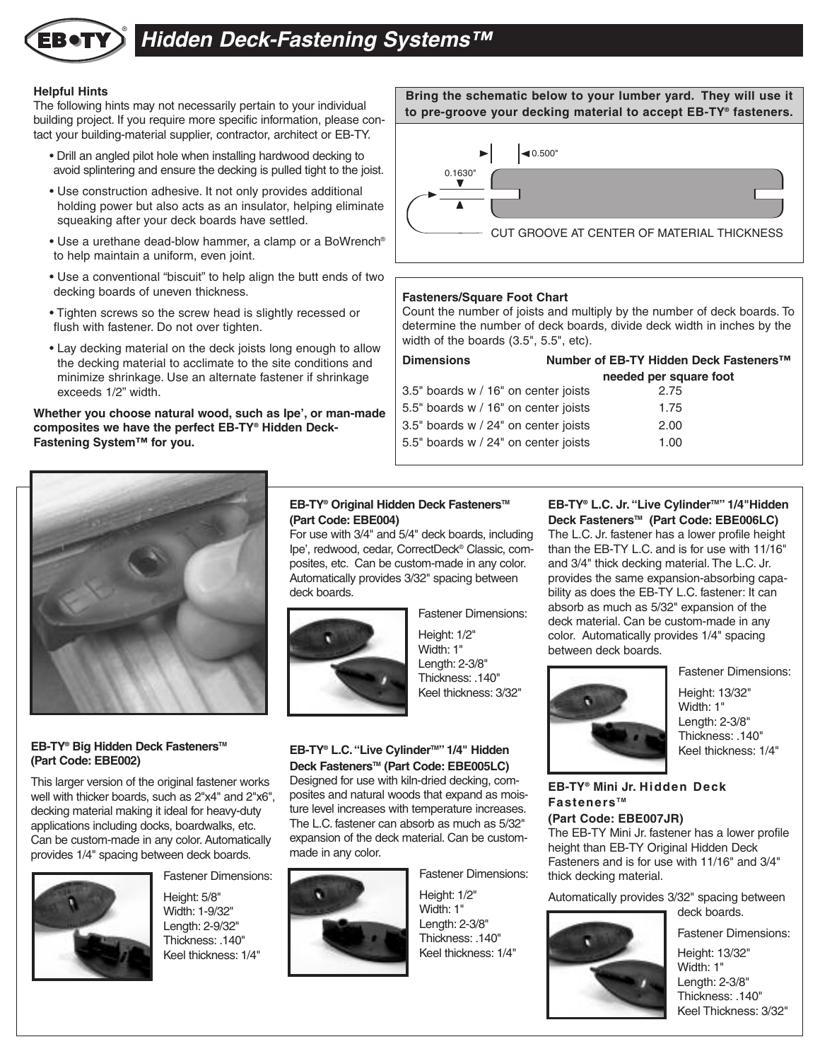# Hidden Deck-Fastening Systems™

### Helpful Hints

The following hints may not necessarily pertain to your individual building project. If you require more specific information, please contact your building-material supplier, contractor, architect or EB-TY.

- Drill an angled pilot hole when installing hardwood decking to avoid splintering and ensure the decking is pulled tight to the joist.
- Use construction adhesive. It not only provides additional holding power but also acts as an insulator, helping eliminate squeaking after your deck boards have settled.
- Use a urethane dead-blow hammer, a clamp or a BoWrench® to help maintain a uniform, even joint.
- Use a conventional "biscuit" to help align the butt ends of two decking boards of uneven thickness.
- Tighten screws so the screw head is slightly recessed or flush with fastener. Do not over tighten.
- Lay decking material on the deck joists long enough to allow the decking material to acclimate to the site conditions and minimize shrinkage. Use an alternate fastener if shrinkage exceeds 1/2" width.

**Whether you choose natural wood, such as Ipe', or man-made composites we have the perfect EB-TY® Hidden Deck-Fastening System™ for you.**

**Bring the schematic below to your lumber yard. They will use it to pre-groove your decking material to accept EB-TY® fasteners.**

0.500"

0.1630"

CUT GROOVE AT CENTER OF MATERIAL THICKNESS

### Fasteners/Square Foot Chart

Count the number of joists and multiply by the number of deck boards. To determine the number of deck boards, divide deck width in inches by the width of the boards (3.5", 5.5", etc).

| Dimensions | Number of EB-TY Hidden Deck Fasteners™ needed per square foot |
|---|---|
| 3.5" boards w / 16" on center joists | 2.75 |
| 5.5" boards w / 16" on center joists | 1.75 |
| 3.5" boards w / 24" on center joists | 2.00 |
| 5.5" boards w / 24" on center joists | 1.00 |

### EB-TY® Big Hidden Deck Fasteners™ (Part Code: EBE002)

This larger version of the original fastener works well with thicker boards, such as 2"x4" and 2"x6", decking material making it ideal for heavy-duty applications including docks, boardwalks, etc. Can be custom-made in any color. Automatically provides 1/4" spacing between deck boards.

Fastener Dimensions:

Height: 5/8"
Width: 1-9/32"
Length: 2-9/32"
Thickness: .140"
Keel thickness: 1/4"

### EB-TY® Original Hidden Deck Fasteners™ (Part Code: EBE004)

For use with 3/4" and 5/4" deck boards, including Ipe', redwood, cedar, CorrectDeck® Classic, composites, etc. Can be custom-made in any color. Automatically provides 3/32" spacing between deck boards.

Fastener Dimensions:

Height: 1/2"
Width: 1"
Length: 2-3/8"
Thickness: .140"
Keel thickness: 3/32"

### EB-TY® L.C. "Live Cylinder™" 1/4" Hidden Deck Fasteners™ (Part Code: EBE005LC)

Designed for use with kiln-dried decking, composites and natural woods that expand as moisture level increases with temperature increases. The L.C. fastener can absorb as much as 5/32" expansion of the deck material. Can be custom-made in any color.

Fastener Dimensions:

Height: 1/2"
Width: 1"
Length: 2-3/8"
Thickness: .140"
Keel thickness: 1/4"

### EB-TY® L.C. Jr. "Live Cylinder™" 1/4" Hidden Deck Fasteners™ (Part Code: EBE006LC)

The L.C. Jr. fastener has a lower profile height than the EB-TY L.C. and is for use with 11/16" and 3/4" thick decking material. The L.C. Jr. provides the same expansion-absorbing capability as does the EB-TY L.C. fastener: It can absorb as much as 5/32" expansion of the deck material. Can be custom-made in any color. Automatically provides 1/4" spacing between deck boards.

Fastener Dimensions:

Height: 13/32"
Width: 1"
Length: 2-3/8"
Thickness: .140"
Keel thickness: 1/4"

### EB-TY® Mini Jr. Hidden Deck Fasteners™ (Part Code: EBE007JR)

The EB-TY Mini Jr. fastener has a lower profile height than EB-TY Original Hidden Deck Fasteners and is for use with 11/16" and 3/4" thick decking material.

Automatically provides 3/32" spacing between deck boards.

Fastener Dimensions:

Height: 13/32"
Width: 1"
Length: 2-3/8"
Thickness: .140"
Keel Thickness: 3/32"